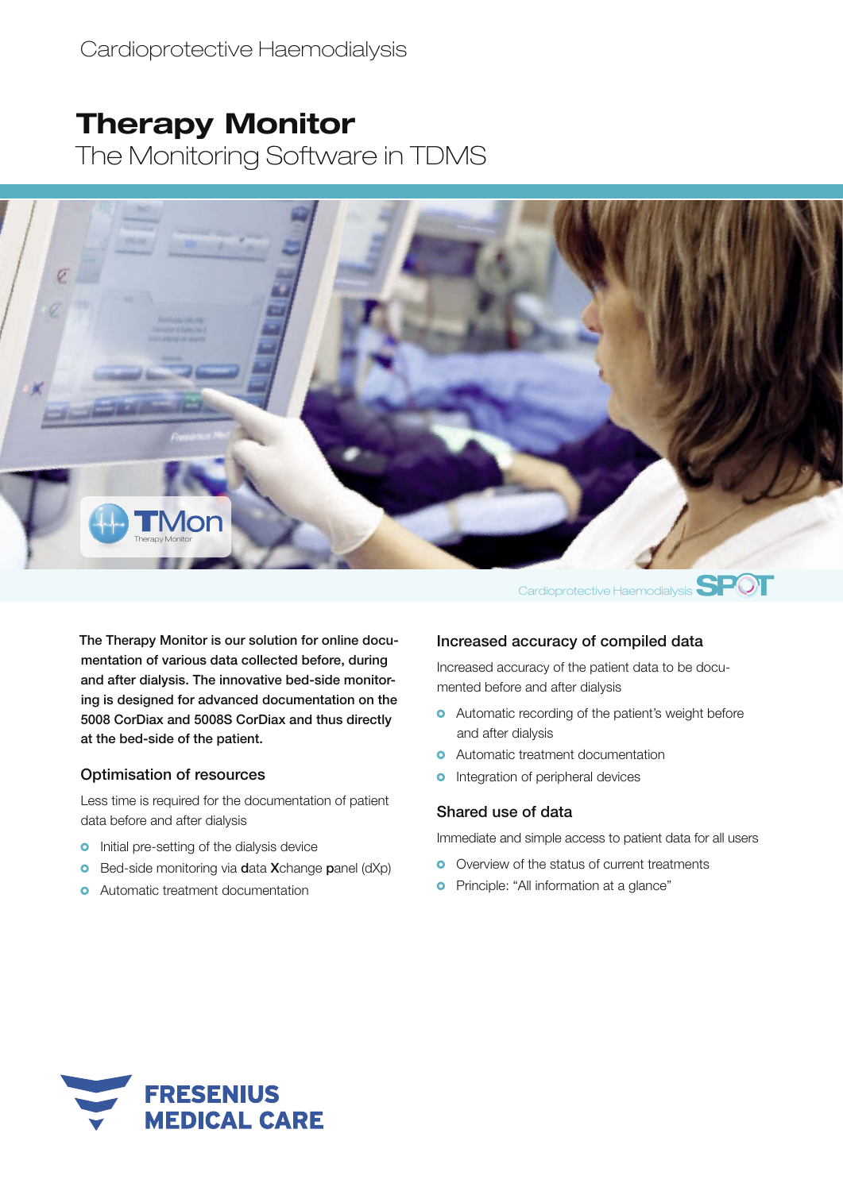Cardioprotective Haemodialysis

# Therapy Monitor

## The Monitoring Software in TDMS

**The Therapy Monitor is our solution for online documentation of various data collected before, during and after dialysis. The innovative bed-side monitoring is designed for advanced documentation on the 5008 CorDiax and 5008S CorDiax and thus directly at the bed-side of the patient.**

### Optimisation of resources

Less time is required for the documentation of patient data before and after dialysis

- Initial pre-setting of the dialysis device
- Bed-side monitoring via **d**ata **X**change **p**anel (dXp)
- Automatic treatment documentation

### Increased accuracy of compiled data

Increased accuracy of the patient data to be documented before and after dialysis

- Automatic recording of the patient's weight before and after dialysis
- Automatic treatment documentation
- Integration of peripheral devices

### Shared use of data

Immediate and simple access to patient data for all users

- Overview of the status of current treatments
- Principle: "All information at a glance"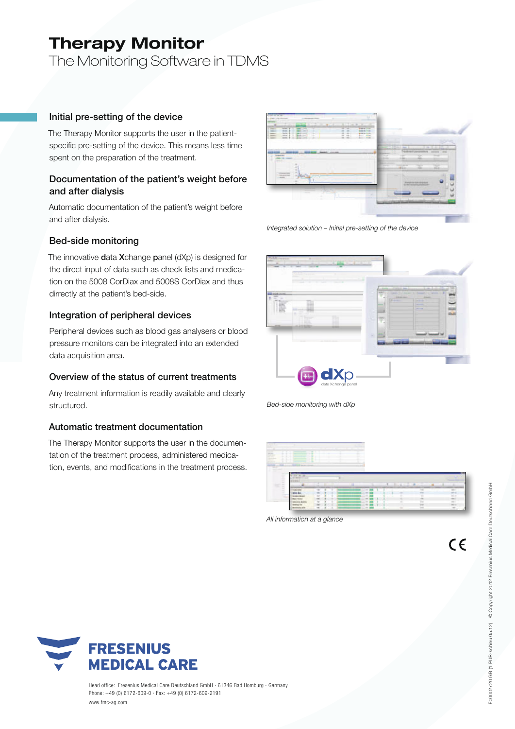# Therapy Monitor

The Monitoring Software in TDMS

## Initial pre-setting of the device

The Therapy Monitor supports the user in the patient-specific pre-setting of the device. This means less time spent on the preparation of the treatment.

## Documentation of the patient's weight before and after dialysis

Automatic documentation of the patient's weight before and after dialysis.

## Bed-side monitoring

The innovative **d**ata **X**change **p**anel (dXp) is designed for the direct input of data such as check lists and medication on the 5008 CorDiax and 5008S CorDiax and thus dirrectly at the patient's bed-side.

## Integration of peripheral devices

Peripheral devices such as blood gas analysers or blood pressure monitors can be integrated into an extended data acquisition area.

## Overview of the status of current treatments

Any treatment information is readily available and clearly structured.

## Automatic treatment documentation

The Therapy Monitor supports the user in the documentation of the treatment process, administered medication, events, and modifications in the treatment process.

*Integrated solution – Initial pre-setting of the device*

dXp
data Xchange panel

*Bed-side monitoring with dXp*

*All information at a glance*

CE

FRESENIUS MEDICAL CARE

Head office: Fresenius Medical Care Deutschland GmbH · 61346 Bad Homburg · Germany
Phone: +49 (0) 6172-609-0 · Fax: +49 (0) 6172-609-2191
www.fmc-ag.com

F00002720 GB (1 PUR-schleu 05.12) © Copyright 2012 Fresenius Medical Care Deutschland GmbH